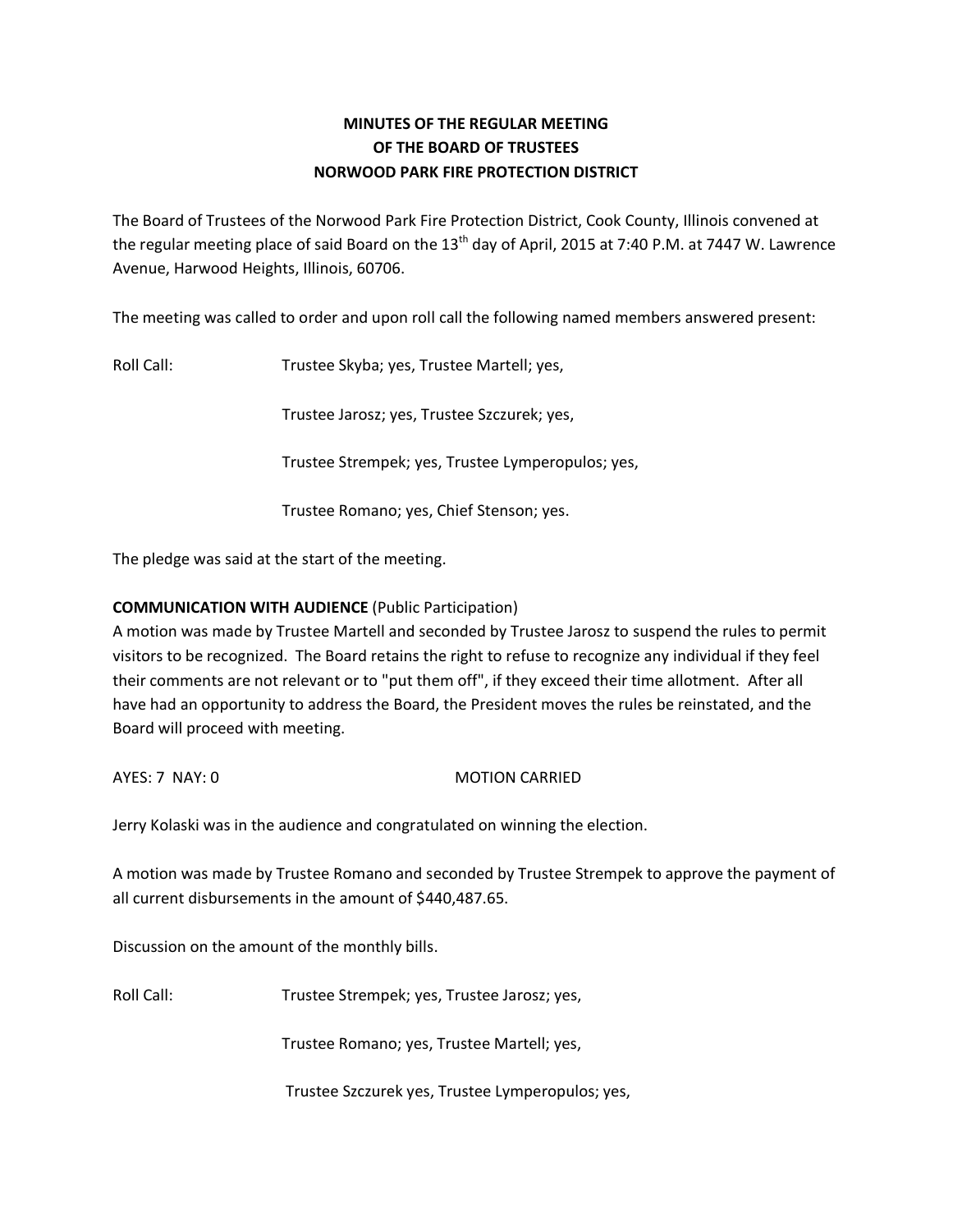**MINUTES OF THE REGULAR MEETING**
**OF THE BOARD OF TRUSTEES**
**NORWOOD PARK FIRE PROTECTION DISTRICT**

The Board of Trustees of the Norwood Park Fire Protection District, Cook County, Illinois convened at the regular meeting place of said Board on the 13th day of April, 2015 at 7:40 P.M. at 7447 W. Lawrence Avenue, Harwood Heights, Illinois, 60706.

The meeting was called to order and upon roll call the following named members answered present:

Roll Call: Trustee Skyba; yes, Trustee Martell; yes,

Trustee Jarosz; yes, Trustee Szczurek; yes,

Trustee Strempek; yes, Trustee Lymperopulos; yes,

Trustee Romano; yes, Chief Stenson; yes.

The pledge was said at the start of the meeting.

**COMMUNICATION WITH AUDIENCE** (Public Participation)
A motion was made by Trustee Martell and seconded by Trustee Jarosz to suspend the rules to permit visitors to be recognized. The Board retains the right to refuse to recognize any individual if they feel their comments are not relevant or to "put them off", if they exceed their time allotment. After all have had an opportunity to address the Board, the President moves the rules be reinstated, and the Board will proceed with meeting.

AYES: 7 NAY: 0 MOTION CARRIED

Jerry Kolaski was in the audience and congratulated on winning the election.

A motion was made by Trustee Romano and seconded by Trustee Strempek to approve the payment of all current disbursements in the amount of $440,487.65.

Discussion on the amount of the monthly bills.

Roll Call: Trustee Strempek; yes, Trustee Jarosz; yes,

Trustee Romano; yes, Trustee Martell; yes,

Trustee Szczurek yes, Trustee Lymperopulos; yes,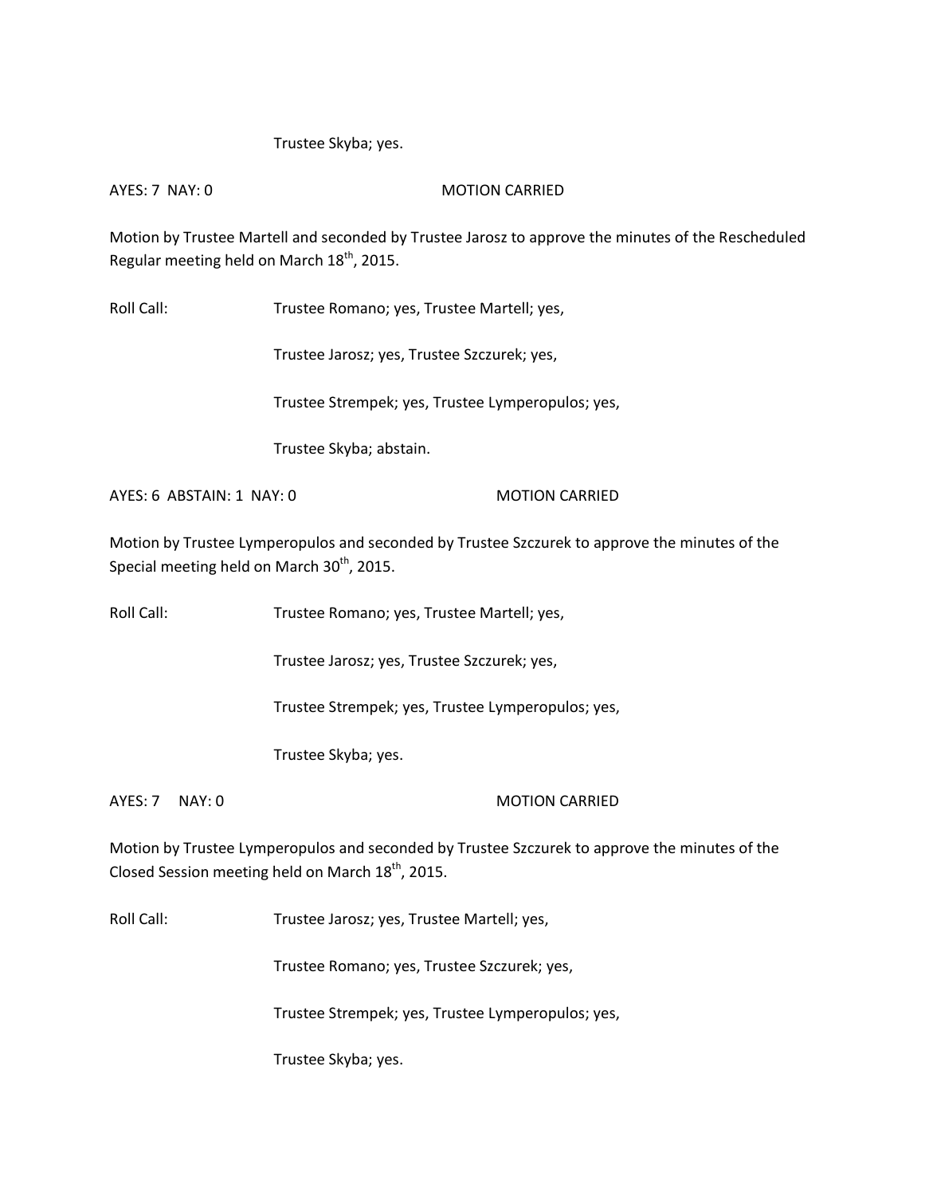Trustee Skyba; yes.

AYES: 7 NAY: 0 MOTION CARRIED

Motion by Trustee Martell and seconded by Trustee Jarosz to approve the minutes of the Rescheduled Regular meeting held on March 18th, 2015.

Roll Call: Trustee Romano; yes, Trustee Martell; yes,

Trustee Jarosz; yes, Trustee Szczurek; yes,

Trustee Strempek; yes, Trustee Lymperopulos; yes,

Trustee Skyba; abstain.

AYES: 6 ABSTAIN: 1 NAY: 0 MOTION CARRIED

Motion by Trustee Lymperopulos and seconded by Trustee Szczurek to approve the minutes of the Special meeting held on March 30th, 2015.

Roll Call: Trustee Romano; yes, Trustee Martell; yes,

Trustee Jarosz; yes, Trustee Szczurek; yes,

Trustee Strempek; yes, Trustee Lymperopulos; yes,

Trustee Skyba; yes.

AYES: 7 NAY: 0 MOTION CARRIED

Motion by Trustee Lymperopulos and seconded by Trustee Szczurek to approve the minutes of the Closed Session meeting held on March 18th, 2015.

Roll Call: Trustee Jarosz; yes, Trustee Martell; yes,

Trustee Romano; yes, Trustee Szczurek; yes,

Trustee Strempek; yes, Trustee Lymperopulos; yes,

Trustee Skyba; yes.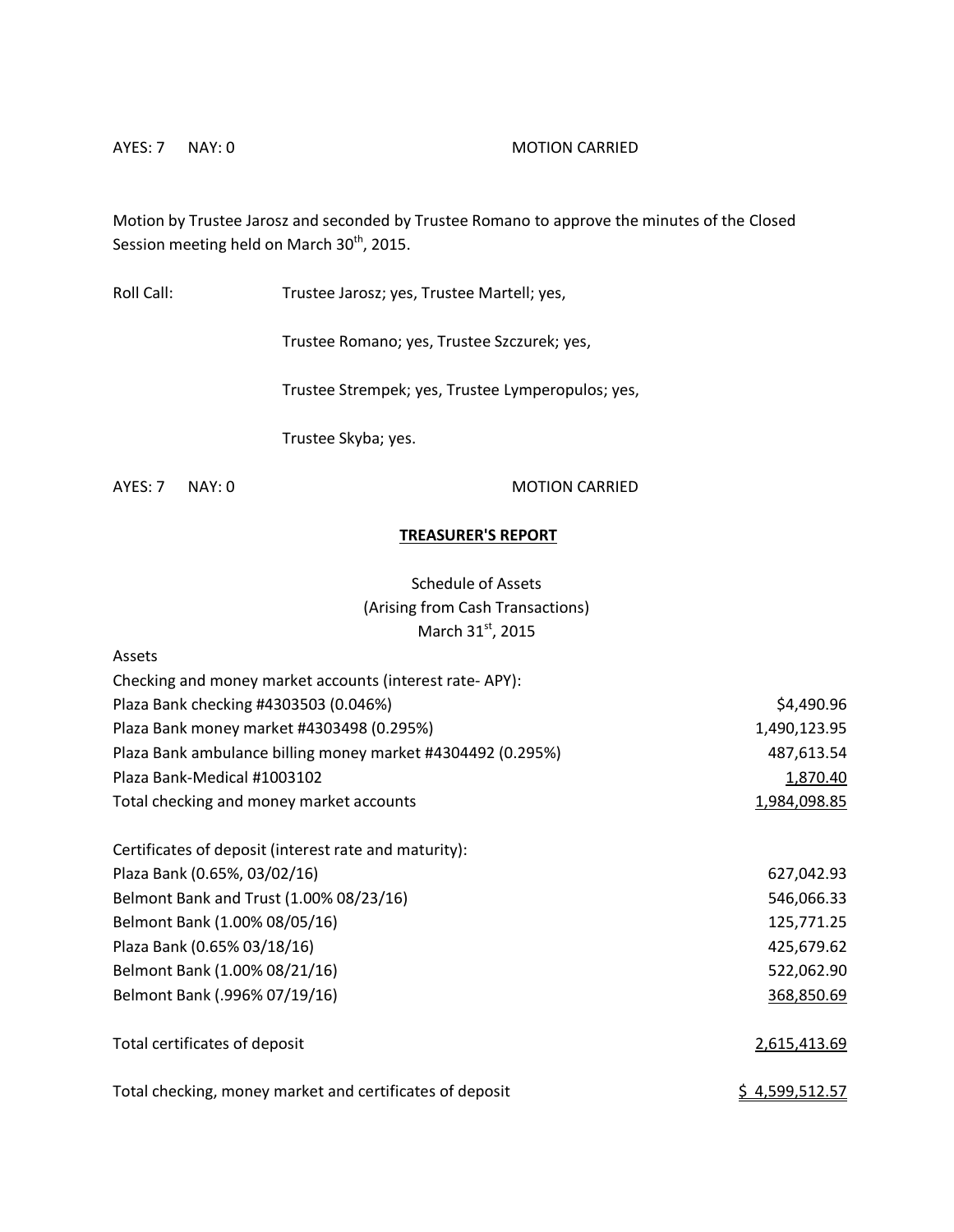AYES: 7 NAY: 0 MOTION CARRIED

Motion by Trustee Jarosz and seconded by Trustee Romano to approve the minutes of the Closed Session meeting held on March 30th, 2015.

Roll Call: Trustee Jarosz; yes, Trustee Martell; yes,

Trustee Romano; yes, Trustee Szczurek; yes,

Trustee Strempek; yes, Trustee Lymperopulos; yes,

Trustee Skyba; yes.

AYES: 7 NAY: 0 MOTION CARRIED

## TREASURER'S REPORT

Schedule of Assets
(Arising from Cash Transactions)
March 31st, 2015

| Assets | |
|---|---|
| Checking and money market accounts (interest rate- APY): | |
| Plaza Bank checking #4303503 (0.046%) | $4,490.96 |
| Plaza Bank money market #4303498 (0.295%) | 1,490,123.95 |
| Plaza Bank ambulance billing money market #4304492 (0.295%) | 487,613.54 |
| Plaza Bank-Medical #1003102 | 1,870.40 |
| Total checking and money market accounts | 1,984,098.85 |
| | |
| Certificates of deposit (interest rate and maturity): | |
| Plaza Bank (0.65%, 03/02/16) | 627,042.93 |
| Belmont Bank and Trust (1.00% 08/23/16) | 546,066.33 |
| Belmont Bank (1.00% 08/05/16) | 125,771.25 |
| Plaza Bank (0.65% 03/18/16) | 425,679.62 |
| Belmont Bank (1.00% 08/21/16) | 522,062.90 |
| Belmont Bank (.996% 07/19/16) | 368,850.69 |
| | |
| Total certificates of deposit | 2,615,413.69 |
| | |
| Total checking, money market and certificates of deposit | $ 4,599,512.57 |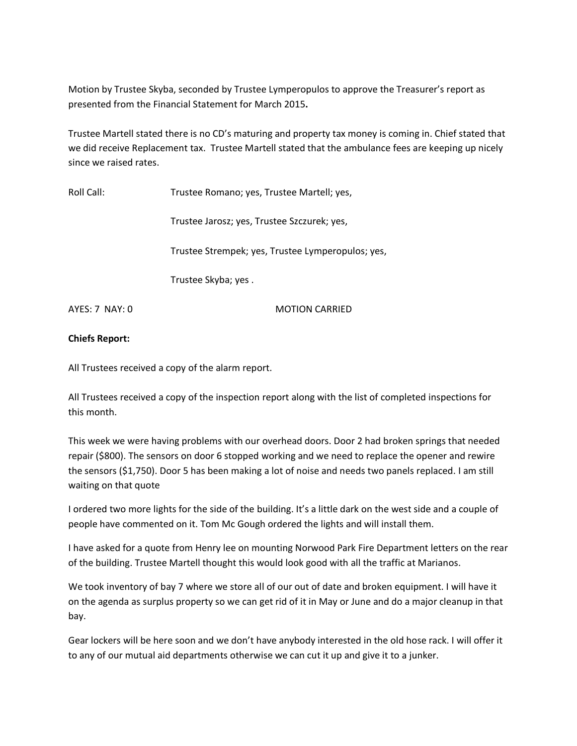Motion by Trustee Skyba, seconded by Trustee Lymperopulos to approve the Treasurer's report as presented from the Financial Statement for March 2015**.**

Trustee Martell stated there is no CD's maturing and property tax money is coming in. Chief stated that we did receive Replacement tax. Trustee Martell stated that the ambulance fees are keeping up nicely since we raised rates.

Roll Call: Trustee Romano; yes, Trustee Martell; yes,

Trustee Jarosz; yes, Trustee Szczurek; yes,

Trustee Strempek; yes, Trustee Lymperopulos; yes,

Trustee Skyba; yes .

AYES: 7 NAY: 0 MOTION CARRIED

**Chiefs Report:**

All Trustees received a copy of the alarm report.

All Trustees received a copy of the inspection report along with the list of completed inspections for this month.

This week we were having problems with our overhead doors. Door 2 had broken springs that needed repair ($800). The sensors on door 6 stopped working and we need to replace the opener and rewire the sensors ($1,750). Door 5 has been making a lot of noise and needs two panels replaced. I am still waiting on that quote

I ordered two more lights for the side of the building. It's a little dark on the west side and a couple of people have commented on it. Tom Mc Gough ordered the lights and will install them.

I have asked for a quote from Henry lee on mounting Norwood Park Fire Department letters on the rear of the building. Trustee Martell thought this would look good with all the traffic at Marianos.

We took inventory of bay 7 where we store all of our out of date and broken equipment. I will have it on the agenda as surplus property so we can get rid of it in May or June and do a major cleanup in that bay.

Gear lockers will be here soon and we don't have anybody interested in the old hose rack. I will offer it to any of our mutual aid departments otherwise we can cut it up and give it to a junker.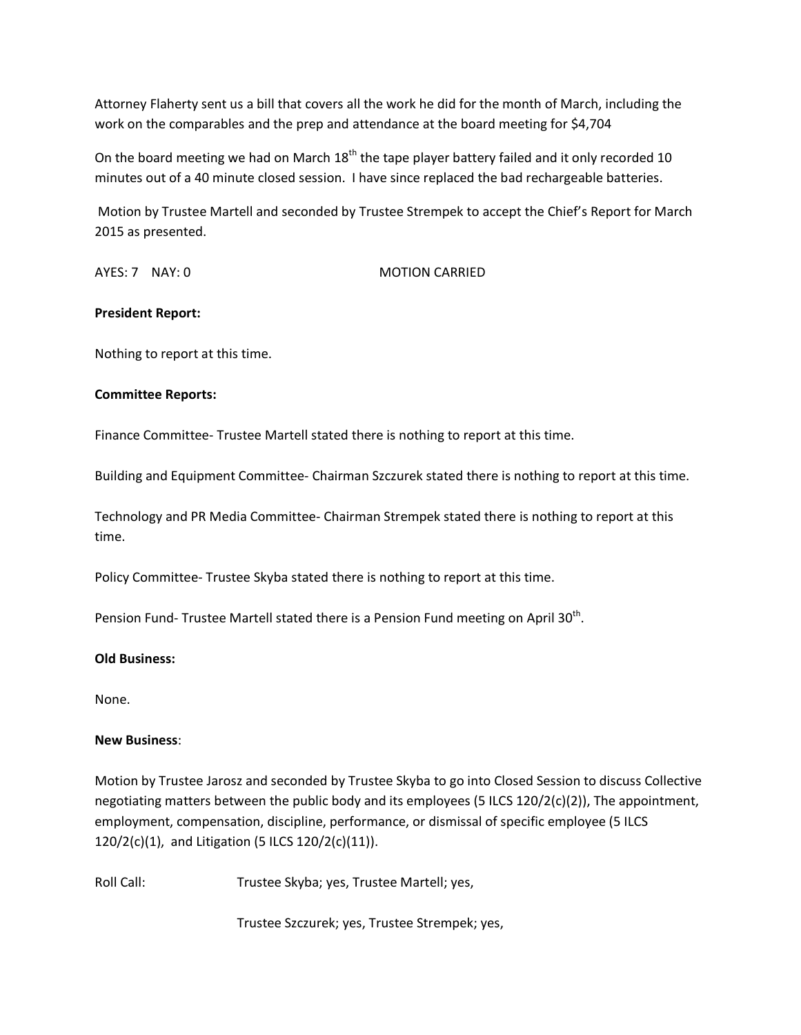Attorney Flaherty sent us a bill that covers all the work he did for the month of March, including the work on the comparables and the prep and attendance at the board meeting for $4,704

On the board meeting we had on March 18th the tape player battery failed and it only recorded 10 minutes out of a 40 minute closed session. I have since replaced the bad rechargeable batteries.

Motion by Trustee Martell and seconded by Trustee Strempek to accept the Chief's Report for March 2015 as presented.

AYES: 7 NAY: 0 MOTION CARRIED

**President Report:**

Nothing to report at this time.

**Committee Reports:**

Finance Committee- Trustee Martell stated there is nothing to report at this time.

Building and Equipment Committee- Chairman Szczurek stated there is nothing to report at this time.

Technology and PR Media Committee- Chairman Strempek stated there is nothing to report at this time.

Policy Committee- Trustee Skyba stated there is nothing to report at this time.

Pension Fund- Trustee Martell stated there is a Pension Fund meeting on April 30th.

**Old Business:**

None.

**New Business**:

Motion by Trustee Jarosz and seconded by Trustee Skyba to go into Closed Session to discuss Collective negotiating matters between the public body and its employees (5 ILCS 120/2(c)(2)), The appointment, employment, compensation, discipline, performance, or dismissal of specific employee (5 ILCS 120/2(c)(1), and Litigation (5 ILCS 120/2(c)(11)).

Roll Call: Trustee Skyba; yes, Trustee Martell; yes,

Trustee Szczurek; yes, Trustee Strempek; yes,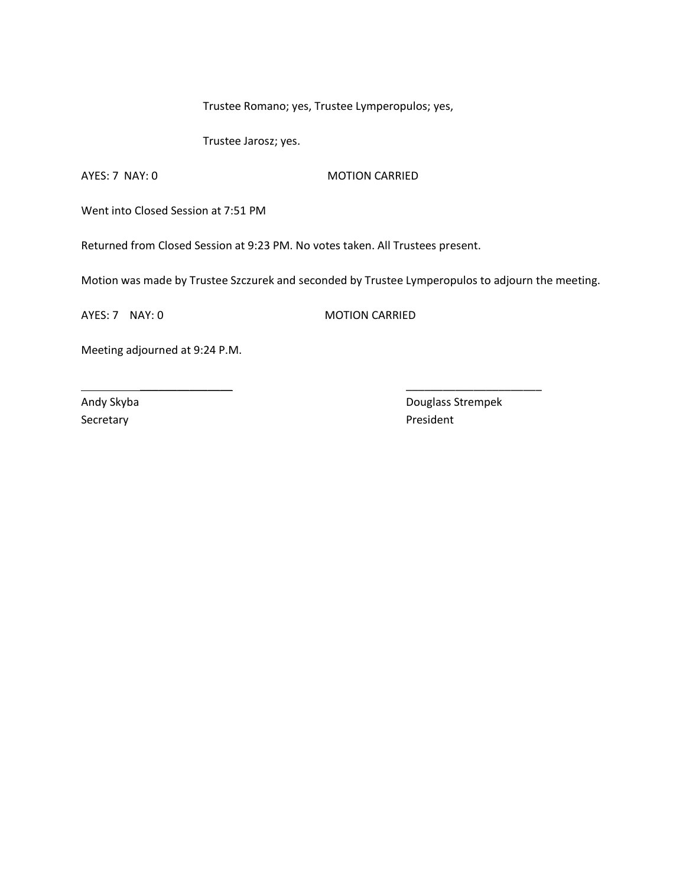Trustee Romano; yes, Trustee Lymperopulos; yes,

Trustee Jarosz; yes.

AYES: 7 NAY: 0 MOTION CARRIED

Went into Closed Session at 7:51 PM

Returned from Closed Session at 9:23 PM. No votes taken. All Trustees present.

Motion was made by Trustee Szczurek and seconded by Trustee Lymperopulos to adjourn the meeting.

AYES: 7 NAY: 0 MOTION CARRIED

Meeting adjourned at 9:24 P.M.

\_\_\_\_\_\_\_\_\_\_\_\_\_\_\_\_\_\_\_\_\_\_\_\_\_\_ \_\_\_\_\_\_\_\_\_\_\_\_\_\_\_\_\_\_\_\_\_\_\_

Andy Skyba
Secretary

Douglass Strempek
President